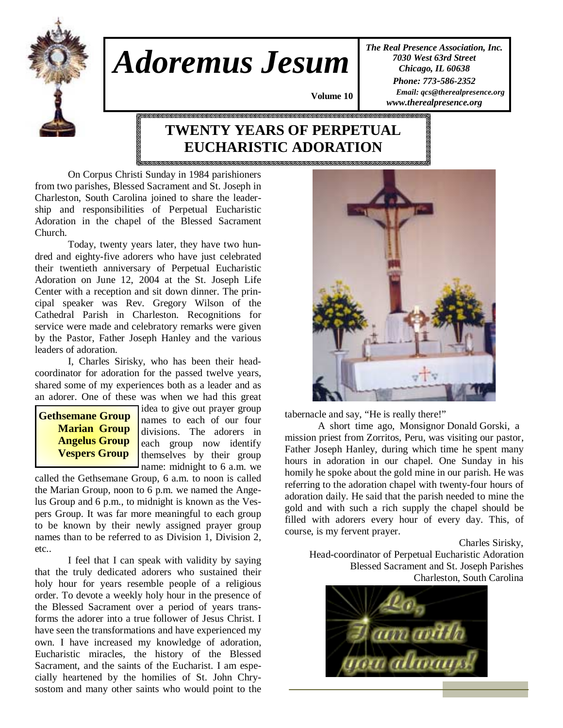# Adoremus Jesum

**Volume 10**

*The Real Presence Association, Inc.*
*7030 West 63rd Street*
*Chicago, IL 60638*
*Phone: 773-586-2352*
*Email: qcs@therealpresence.org*
*www.therealpresence.org*

## TWENTY YEARS OF PERPETUAL EUCHARISTIC ADORATION

On Corpus Christi Sunday in 1984 parishioners from two parishes, Blessed Sacrament and St. Joseph in Charleston, South Carolina joined to share the leadership and responsibilities of Perpetual Eucharistic Adoration in the chapel of the Blessed Sacrament Church.

Today, twenty years later, they have two hundred and eighty-five adorers who have just celebrated their twentieth anniversary of Perpetual Eucharistic Adoration on June 12, 2004 at the St. Joseph Life Center with a reception and sit down dinner. The principal speaker was Rev. Gregory Wilson of the Cathedral Parish in Charleston. Recognitions for service were made and celebratory remarks were given by the Pastor, Father Joseph Hanley and the various leaders of adoration.

I, Charles Sirisky, who has been their head-coordinator for adoration for the passed twelve years, shared some of my experiences both as a leader and as an adorer. One of these was when we had this great idea to give out prayer group names to each of our four divisions. The adorers in each group now identify themselves by their group name: midnight to 6 a.m. we called the Gethsemane Group, 6 a.m. to noon is called the Marian Group, noon to 6 p.m. we named the Angelus Group and 6 p.m., to midnight is known as the Vespers Group. It was far more meaningful to each group to be known by their newly assigned prayer group names than to be referred to as Division 1, Division 2, etc..

**Gethsemane Group**
**Marian Group**
**Angelus Group**
**Vespers Group**

I feel that I can speak with validity by saying that the truly dedicated adorers who sustained their holy hour for years resemble people of a religious order. To devote a weekly holy hour in the presence of the Blessed Sacrament over a period of years transforms the adorer into a true follower of Jesus Christ. I have seen the transformations and have experienced my own. I have increased my knowledge of adoration, Eucharistic miracles, the history of the Blessed Sacrament, and the saints of the Eucharist. I am especially heartened by the homilies of St. John Chrysostom and many other saints who would point to the tabernacle and say, "He is really there!"

A short time ago, Monsignor Donald Gorski, a mission priest from Zorritos, Peru, was visiting our pastor, Father Joseph Hanley, during which time he spent many hours in adoration in our chapel. One Sunday in his homily he spoke about the gold mine in our parish. He was referring to the adoration chapel with twenty-four hours of adoration daily. He said that the parish needed to mine the gold and with such a rich supply the chapel should be filled with adorers every hour of every day. This, of course, is my fervent prayer.

Charles Sirisky,
Head-coordinator of Perpetual Eucharistic Adoration
Blessed Sacrament and St. Joseph Parishes
Charleston, South Carolina

Lo, I am with you always!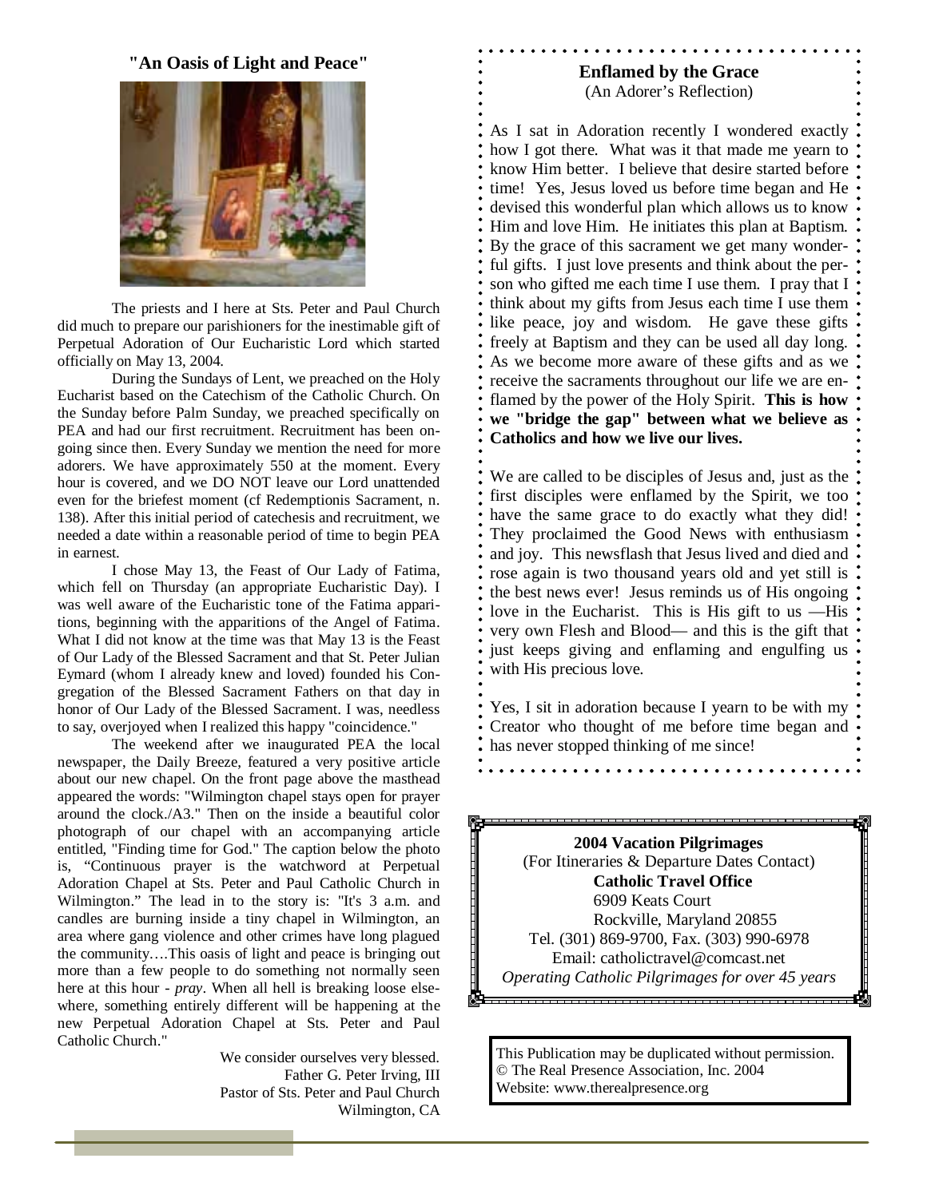## "An Oasis of Light and Peace"

The priests and I here at Sts. Peter and Paul Church did much to prepare our parishioners for the inestimable gift of Perpetual Adoration of Our Eucharistic Lord which started officially on May 13, 2004.

During the Sundays of Lent, we preached on the Holy Eucharist based on the Catechism of the Catholic Church. On the Sunday before Palm Sunday, we preached specifically on PEA and had our first recruitment. Recruitment has been ongoing since then. Every Sunday we mention the need for more adorers. We have approximately 550 at the moment. Every hour is covered, and we DO NOT leave our Lord unattended even for the briefest moment (cf Redemptionis Sacrament, n. 138). After this initial period of catechesis and recruitment, we needed a date within a reasonable period of time to begin PEA in earnest.

I chose May 13, the Feast of Our Lady of Fatima, which fell on Thursday (an appropriate Eucharistic Day). I was well aware of the Eucharistic tone of the Fatima apparitions, beginning with the apparitions of the Angel of Fatima. What I did not know at the time was that May 13 is the Feast of Our Lady of the Blessed Sacrament and that St. Peter Julian Eymard (whom I already knew and loved) founded his Congregation of the Blessed Sacrament Fathers on that day in honor of Our Lady of the Blessed Sacrament. I was, needless to say, overjoyed when I realized this happy "coincidence."

The weekend after we inaugurated PEA the local newspaper, the Daily Breeze, featured a very positive article about our new chapel. On the front page above the masthead appeared the words: "Wilmington chapel stays open for prayer around the clock./A3." Then on the inside a beautiful color photograph of our chapel with an accompanying article entitled, "Finding time for God." The caption below the photo is, "Continuous prayer is the watchword at Perpetual Adoration Chapel at Sts. Peter and Paul Catholic Church in Wilmington." The lead in to the story is: "It's 3 a.m. and candles are burning inside a tiny chapel in Wilmington, an area where gang violence and other crimes have long plagued the community….This oasis of light and peace is bringing out more than a few people to do something not normally seen here at this hour - *pray*. When all hell is breaking loose elsewhere, something entirely different will be happening at the new Perpetual Adoration Chapel at Sts. Peter and Paul Catholic Church."

We consider ourselves very blessed.
Father G. Peter Irving, III
Pastor of Sts. Peter and Paul Church
Wilmington, CA

## Enflamed by the Grace
(An Adorer's Reflection)

As I sat in Adoration recently I wondered exactly how I got there. What was it that made me yearn to know Him better. I believe that desire started before time! Yes, Jesus loved us before time began and He devised this wonderful plan which allows us to know Him and love Him. He initiates this plan at Baptism. By the grace of this sacrament we get many wonderful gifts. I just love presents and think about the person who gifted me each time I use them. I pray that I think about my gifts from Jesus each time I use them like peace, joy and wisdom. He gave these gifts freely at Baptism and they can be used all day long. As we become more aware of these gifts and as we receive the sacraments throughout our life we are enflamed by the power of the Holy Spirit. **This is how we "bridge the gap" between what we believe as Catholics and how we live our lives.**

We are called to be disciples of Jesus and, just as the first disciples were enflamed by the Spirit, we too have the same grace to do exactly what they did! They proclaimed the Good News with enthusiasm and joy. This newsflash that Jesus lived and died and rose again is two thousand years old and yet still is the best news ever! Jesus reminds us of His ongoing love in the Eucharist. This is His gift to us —His very own Flesh and Blood— and this is the gift that just keeps giving and enflaming and engulfing us with His precious love.

Yes, I sit in adoration because I yearn to be with my Creator who thought of me before time began and has never stopped thinking of me since!

**2004 Vacation Pilgrimages**
(For Itineraries & Departure Dates Contact)
**Catholic Travel Office**
6909 Keats Court
Rockville, Maryland 20855
Tel. (301) 869-9700, Fax. (303) 990-6978
Email: catholictravel@comcast.net
*Operating Catholic Pilgrimages for over 45 years*

This Publication may be duplicated without permission.
© The Real Presence Association, Inc. 2004
Website: www.therealpresence.org